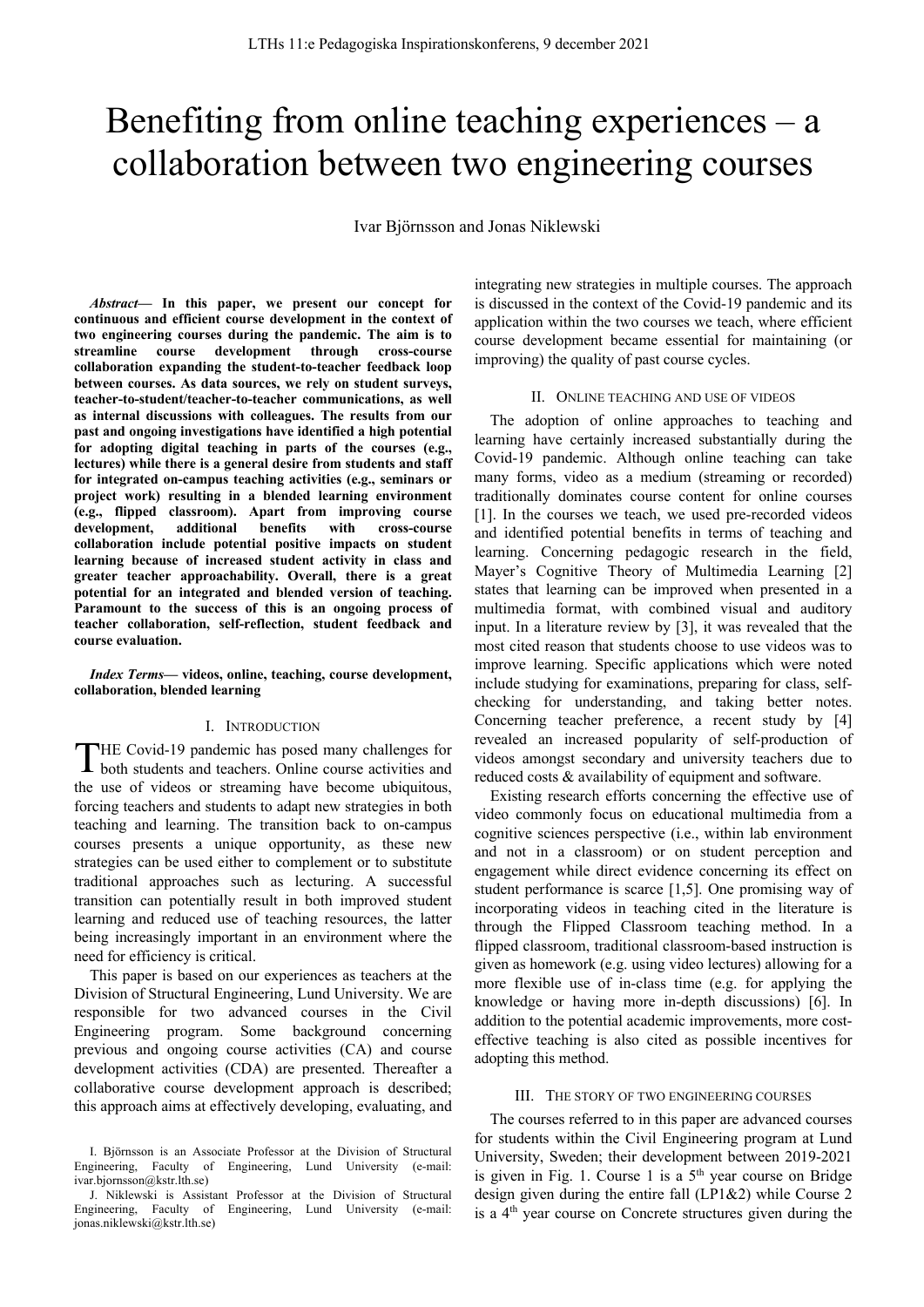# Benefiting from online teaching experiences – a collaboration between two engineering courses

Ivar Björnsson and Jonas Niklewski

***Abstract*— In this paper, we present our concept for continuous and efficient course development in the context of two engineering courses during the pandemic. The aim is to streamline course development through cross-course collaboration expanding the student-to-teacher feedback loop between courses. As data sources, we rely on student surveys, teacher-to-student/teacher-to-teacher communications, as well as internal discussions with colleagues. The results from our past and ongoing investigations have identified a high potential for adopting digital teaching in parts of the courses (e.g., lectures) while there is a general desire from students and staff for integrated on-campus teaching activities (e.g., seminars or project work) resulting in a blended learning environment (e.g., flipped classroom). Apart from improving course development, additional benefits with cross-course collaboration include potential positive impacts on student learning because of increased student activity in class and greater teacher approachability. Overall, there is a great potential for an integrated and blended version of teaching. Paramount to the success of this is an ongoing process of teacher collaboration, self-reflection, student feedback and course evaluation.**

***Index Terms*— videos, online, teaching, course development, collaboration, blended learning**

## I. Introduction

The Covid-19 pandemic has posed many challenges for both students and teachers. Online course activities and the use of videos or streaming have become ubiquitous, forcing teachers and students to adapt new strategies in both teaching and learning. The transition back to on-campus courses presents a unique opportunity, as these new strategies can be used either to complement or to substitute traditional approaches such as lecturing. A successful transition can potentially result in both improved student learning and reduced use of teaching resources, the latter being increasingly important in an environment where the need for efficiency is critical.

This paper is based on our experiences as teachers at the Division of Structural Engineering, Lund University. We are responsible for two advanced courses in the Civil Engineering program. Some background concerning previous and ongoing course activities (CA) and course development activities (CDA) are presented. Thereafter a collaborative course development approach is described; this approach aims at effectively developing, evaluating, and integrating new strategies in multiple courses. The approach is discussed in the context of the Covid-19 pandemic and its application within the two courses we teach, where efficient course development became essential for maintaining (or improving) the quality of past course cycles.

I. Björnsson is an Associate Professor at the Division of Structural Engineering, Faculty of Engineering, Lund University (e-mail: ivar.bjornsson@kstr.lth.se)

J. Niklewski is Assistant Professor at the Division of Structural Engineering, Faculty of Engineering, Lund University (e-mail: jonas.niklewski@kstr.lth.se)

## II. Online teaching and use of videos

The adoption of online approaches to teaching and learning have certainly increased substantially during the Covid-19 pandemic. Although online teaching can take many forms, video as a medium (streaming or recorded) traditionally dominates course content for online courses [1]. In the courses we teach, we used pre-recorded videos and identified potential benefits in terms of teaching and learning. Concerning pedagogic research in the field, Mayer's Cognitive Theory of Multimedia Learning [2] states that learning can be improved when presented in a multimedia format, with combined visual and auditory input. In a literature review by [3], it was revealed that the most cited reason that students choose to use videos was to improve learning. Specific applications which were noted include studying for examinations, preparing for class, self-checking for understanding, and taking better notes. Concerning teacher preference, a recent study by [4] revealed an increased popularity of self-production of videos amongst secondary and university teachers due to reduced costs & availability of equipment and software.

Existing research efforts concerning the effective use of video commonly focus on educational multimedia from a cognitive sciences perspective (i.e., within lab environment and not in a classroom) or on student perception and engagement while direct evidence concerning its effect on student performance is scarce [1,5]. One promising way of incorporating videos in teaching cited in the literature is through the Flipped Classroom teaching method. In a flipped classroom, traditional classroom-based instruction is given as homework (e.g. using video lectures) allowing for a more flexible use of in-class time (e.g. for applying the knowledge or having more in-depth discussions) [6]. In addition to the potential academic improvements, more cost-effective teaching is also cited as possible incentives for adopting this method.

## III. The story of two engineering courses

The courses referred to in this paper are advanced courses for students within the Civil Engineering program at Lund University, Sweden; their development between 2019-2021 is given in Fig. 1. Course 1 is a 5th year course on Bridge design given during the entire fall (LP1&2) while Course 2 is a 4th year course on Concrete structures given during the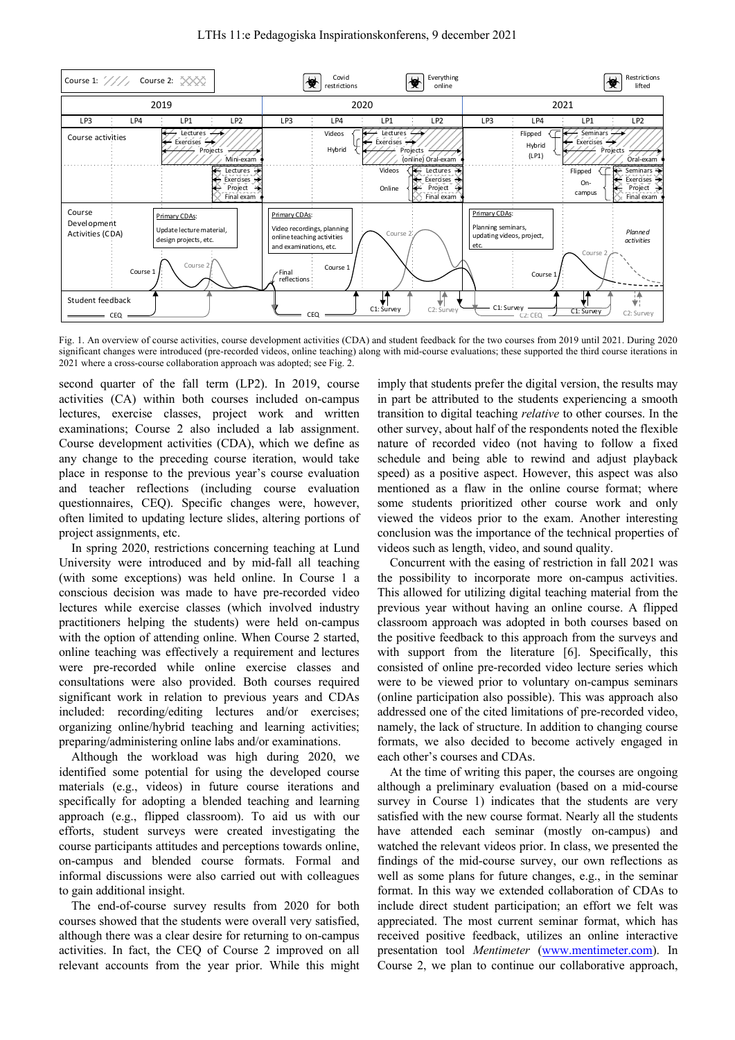Fig. 1. An overview of course activities, course development activities (CDA) and student feedback for the two courses from 2019 until 2021. During 2020 significant changes were introduced (pre-recorded videos, online teaching) along with mid-course evaluations; these supported the third course iterations in 2021 where a cross-course collaboration approach was adopted; see Fig. 2.

second quarter of the fall term (LP2). In 2019, course activities (CA) within both courses included on-campus lectures, exercise classes, project work and written examinations; Course 2 also included a lab assignment. Course development activities (CDA), which we define as any change to the preceding course iteration, would take place in response to the previous year's course evaluation and teacher reflections (including course evaluation questionnaires, CEQ). Specific changes were, however, often limited to updating lecture slides, altering portions of project assignments, etc.

In spring 2020, restrictions concerning teaching at Lund University were introduced and by mid-fall all teaching (with some exceptions) was held online. In Course 1 a conscious decision was made to have pre-recorded video lectures while exercise classes (which involved industry practitioners helping the students) were held on-campus with the option of attending online. When Course 2 started, online teaching was effectively a requirement and lectures were pre-recorded while online exercise classes and consultations were also provided. Both courses required significant work in relation to previous years and CDAs included: recording/editing lectures and/or exercises; organizing online/hybrid teaching and learning activities; preparing/administering online labs and/or examinations.

Although the workload was high during 2020, we identified some potential for using the developed course materials (e.g., videos) in future course iterations and specifically for adopting a blended teaching and learning approach (e.g., flipped classroom). To aid us with our efforts, student surveys were created investigating the course participants attitudes and perceptions towards online, on-campus and blended course formats. Formal and informal discussions were also carried out with colleagues to gain additional insight.

The end-of-course survey results from 2020 for both courses showed that the students were overall very satisfied, although there was a clear desire for returning to on-campus activities. In fact, the CEQ of Course 2 improved on all relevant accounts from the year prior. While this might imply that students prefer the digital version, the results may in part be attributed to the students experiencing a smooth transition to digital teaching *relative* to other courses. In the other survey, about half of the respondents noted the flexible nature of recorded video (not having to follow a fixed schedule and being able to rewind and adjust playback speed) as a positive aspect. However, this aspect was also mentioned as a flaw in the online course format; where some students prioritized other course work and only viewed the videos prior to the exam. Another interesting conclusion was the importance of the technical properties of videos such as length, video, and sound quality.

Concurrent with the easing of restriction in fall 2021 was the possibility to incorporate more on-campus activities. This allowed for utilizing digital teaching material from the previous year without having an online course. A flipped classroom approach was adopted in both courses based on the positive feedback to this approach from the surveys and with support from the literature [6]. Specifically, this consisted of online pre-recorded video lecture series which were to be viewed prior to voluntary on-campus seminars (online participation also possible). This was approach also addressed one of the cited limitations of pre-recorded video, namely, the lack of structure. In addition to changing course formats, we also decided to become actively engaged in each other's courses and CDAs.

At the time of writing this paper, the courses are ongoing although a preliminary evaluation (based on a mid-course survey in Course 1) indicates that the students are very satisfied with the new course format. Nearly all the students have attended each seminar (mostly on-campus) and watched the relevant videos prior. In class, we presented the findings of the mid-course survey, our own reflections as well as some plans for future changes, e.g., in the seminar format. In this way we extended collaboration of CDAs to include direct student participation; an effort we felt was appreciated. The most current seminar format, which has received positive feedback, utilizes an online interactive presentation tool *Mentimeter* (www.mentimeter.com). In Course 2, we plan to continue our collaborative approach,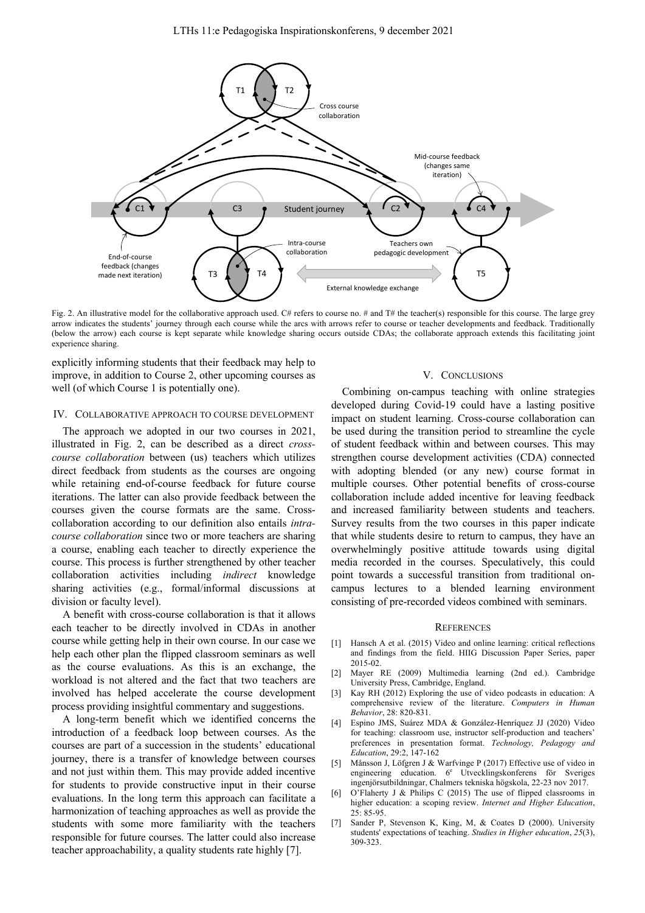T1

T2

Cross course collaboration

Mid-course feedback (changes same iteration)

C1

C3

Student journey

C2

C4

Intra-course collaboration

Teachers own pedagogic development

End-of-course feedback (changes made next iteration)

T3

T4

External knowledge exchange

T5

Fig. 2. An illustrative model for the collaborative approach used. C# refers to course no. # and T# the teacher(s) responsible for this course. The large grey arrow indicates the students' journey through each course while the arcs with arrows refer to course or teacher developments and feedback. Traditionally (below the arrow) each course is kept separate while knowledge sharing occurs outside CDAs; the collaborate approach extends this facilitating joint experience sharing.

explicitly informing students that their feedback may help to improve, in addition to Course 2, other upcoming courses as well (of which Course 1 is potentially one).

## IV. Collaborative approach to course development

The approach we adopted in our two courses in 2021, illustrated in Fig. 2, can be described as a direct *cross-course collaboration* between (us) teachers which utilizes direct feedback from students as the courses are ongoing while retaining end-of-course feedback for future course iterations. The latter can also provide feedback between the courses given the course formats are the same. Cross-collaboration according to our definition also entails *intra-course collaboration* since two or more teachers are sharing a course, enabling each teacher to directly experience the course. This process is further strengthened by other teacher collaboration activities including *indirect* knowledge sharing activities (e.g., formal/informal discussions at division or faculty level).

A benefit with cross-course collaboration is that it allows each teacher to be directly involved in CDAs in another course while getting help in their own course. In our case we help each other plan the flipped classroom seminars as well as the course evaluations. As this is an exchange, the workload is not altered and the fact that two teachers are involved has helped accelerate the course development process providing insightful commentary and suggestions.

A long-term benefit which we identified concerns the introduction of a feedback loop between courses. As the courses are part of a succession in the students' educational journey, there is a transfer of knowledge between courses and not just within them. This may provide added incentive for students to provide constructive input in their course evaluations. In the long term this approach can facilitate a harmonization of teaching approaches as well as provide the students with some more familiarity with the teachers responsible for future courses. The latter could also increase teacher approachability, a quality students rate highly [7].

## V. Conclusions

Combining on-campus teaching with online strategies developed during Covid-19 could have a lasting positive impact on student learning. Cross-course collaboration can be used during the transition period to streamline the cycle of student feedback within and between courses. This may strengthen course development activities (CDA) connected with adopting blended (or any new) course format in multiple courses. Other potential benefits of cross-course collaboration include added incentive for leaving feedback and increased familiarity between students and teachers. Survey results from the two courses in this paper indicate that while students desire to return to campus, they have an overwhelmingly positive attitude towards using digital media recorded in the courses. Speculatively, this could point towards a successful transition from traditional on-campus lectures to a blended learning environment consisting of pre-recorded videos combined with seminars.

## References

[1] Hansch A et al. (2015) Video and online learning: critical reflections and findings from the field. HIIG Discussion Paper Series, paper 2015-02.

[2] Mayer RE (2009) Multimedia learning (2nd ed.). Cambridge University Press, Cambridge, England.

[3] Kay RH (2012) Exploring the use of video podcasts in education: A comprehensive review of the literature. *Computers in Human Behavior*, 28: 820-831.

[4] Espino JMS, Suárez MDA & González-Henríquez JJ (2020) Video for teaching: classroom use, instructor self-production and teachers' preferences in presentation format. *Technology, Pedagogy and Education*, 29:2, 147-162

[5] Månsson J, Löfgren J & Warfvinge P (2017) Effective use of video in engineering education. 6e Utvecklingskonferens för Sveriges ingenjörsutbildningar, Chalmers tekniska högskola, 22-23 nov 2017.

[6] O'Flaherty J & Philips C (2015) The use of flipped classrooms in higher education: a scoping review. *Internet and Higher Education*, 25: 85-95.

[7] Sander P, Stevenson K, King, M, & Coates D (2000). University students' expectations of teaching. *Studies in Higher education*, *25*(3), 309-323.